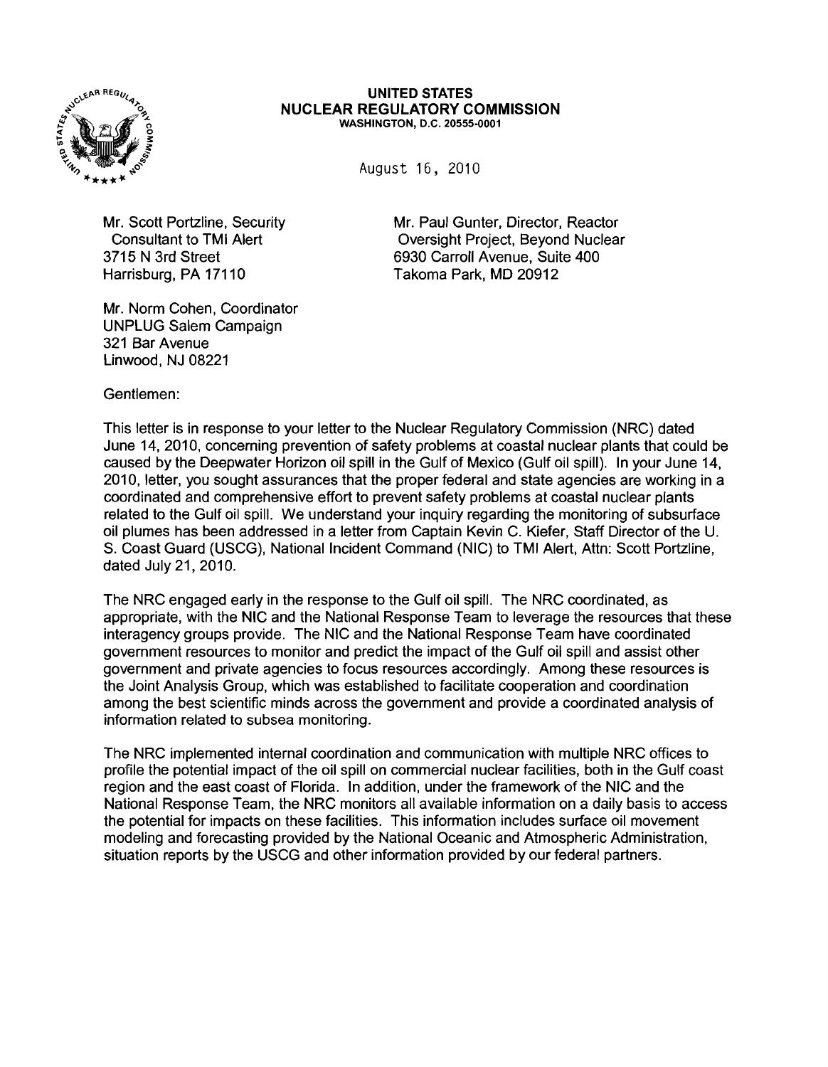**UNITED STATES**
**NUCLEAR REGULATORY COMMISSION**
**WASHINGTON, D.C. 20555-0001**

August 16, 2010

Mr. Scott Portzline, Security
Consultant to TMI Alert
3715 N 3rd Street
Harrisburg, PA 17110

Mr. Paul Gunter, Director, Reactor
Oversight Project, Beyond Nuclear
6930 Carroll Avenue, Suite 400
Takoma Park, MD 20912

Mr. Norm Cohen, Coordinator
UNPLUG Salem Campaign
321 Bar Avenue
Linwood, NJ 08221

Gentlemen:

This letter is in response to your letter to the Nuclear Regulatory Commission (NRC) dated June 14, 2010, concerning prevention of safety problems at coastal nuclear plants that could be caused by the Deepwater Horizon oil spill in the Gulf of Mexico (Gulf oil spill). In your June 14, 2010, letter, you sought assurances that the proper federal and state agencies are working in a coordinated and comprehensive effort to prevent safety problems at coastal nuclear plants related to the Gulf oil spill. We understand your inquiry regarding the monitoring of subsurface oil plumes has been addressed in a letter from Captain Kevin C. Kiefer, Staff Director of the U. S. Coast Guard (USCG), National Incident Command (NIC) to TMI Alert, Attn: Scott Portzline, dated July 21, 2010.

The NRC engaged early in the response to the Gulf oil spill. The NRC coordinated, as appropriate, with the NIC and the National Response Team to leverage the resources that these interagency groups provide. The NIC and the National Response Team have coordinated government resources to monitor and predict the impact of the Gulf oil spill and assist other government and private agencies to focus resources accordingly. Among these resources is the Joint Analysis Group, which was established to facilitate cooperation and coordination among the best scientific minds across the government and provide a coordinated analysis of information related to subsea monitoring.

The NRC implemented internal coordination and communication with multiple NRC offices to profile the potential impact of the oil spill on commercial nuclear facilities, both in the Gulf coast region and the east coast of Florida. In addition, under the framework of the NIC and the National Response Team, the NRC monitors all available information on a daily basis to access the potential for impacts on these facilities. This information includes surface oil movement modeling and forecasting provided by the National Oceanic and Atmospheric Administration, situation reports by the USCG and other information provided by our federal partners.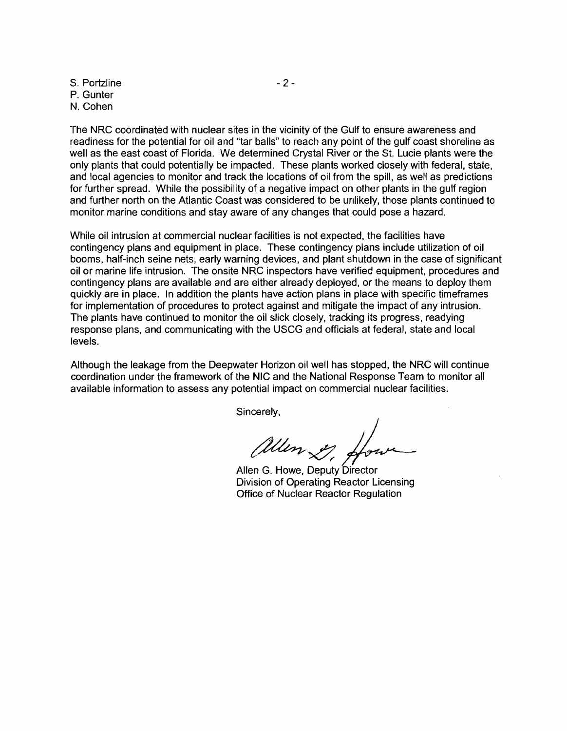S. Portzline
P. Gunter
N. Cohen

The NRC coordinated with nuclear sites in the vicinity of the Gulf to ensure awareness and readiness for the potential for oil and "tar balls" to reach any point of the gulf coast shoreline as well as the east coast of Florida. We determined Crystal River or the St. Lucie plants were the only plants that could potentially be impacted. These plants worked closely with federal, state, and local agencies to monitor and track the locations of oil from the spill, as well as predictions for further spread. While the possibility of a negative impact on other plants in the gulf region and further north on the Atlantic Coast was considered to be unlikely, those plants continued to monitor marine conditions and stay aware of any changes that could pose a hazard.

While oil intrusion at commercial nuclear facilities is not expected, the facilities have contingency plans and equipment in place. These contingency plans include utilization of oil booms, half-inch seine nets, early warning devices, and plant shutdown in the case of significant oil or marine life intrusion. The onsite NRC inspectors have verified equipment, procedures and contingency plans are available and are either already deployed, or the means to deploy them quickly are in place. In addition the plants have action plans in place with specific timeframes for implementation of procedures to protect against and mitigate the impact of any intrusion. The plants have continued to monitor the oil slick closely, tracking its progress, readying response plans, and communicating with the USCG and officials at federal, state and local levels.

Although the leakage from the Deepwater Horizon oil well has stopped, the NRC will continue coordination under the framework of the NIC and the National Response Team to monitor all available information to assess any potential impact on commercial nuclear facilities.

Sincerely,

Allen G. Howe, Deputy Director
Division of Operating Reactor Licensing
Office of Nuclear Reactor Regulation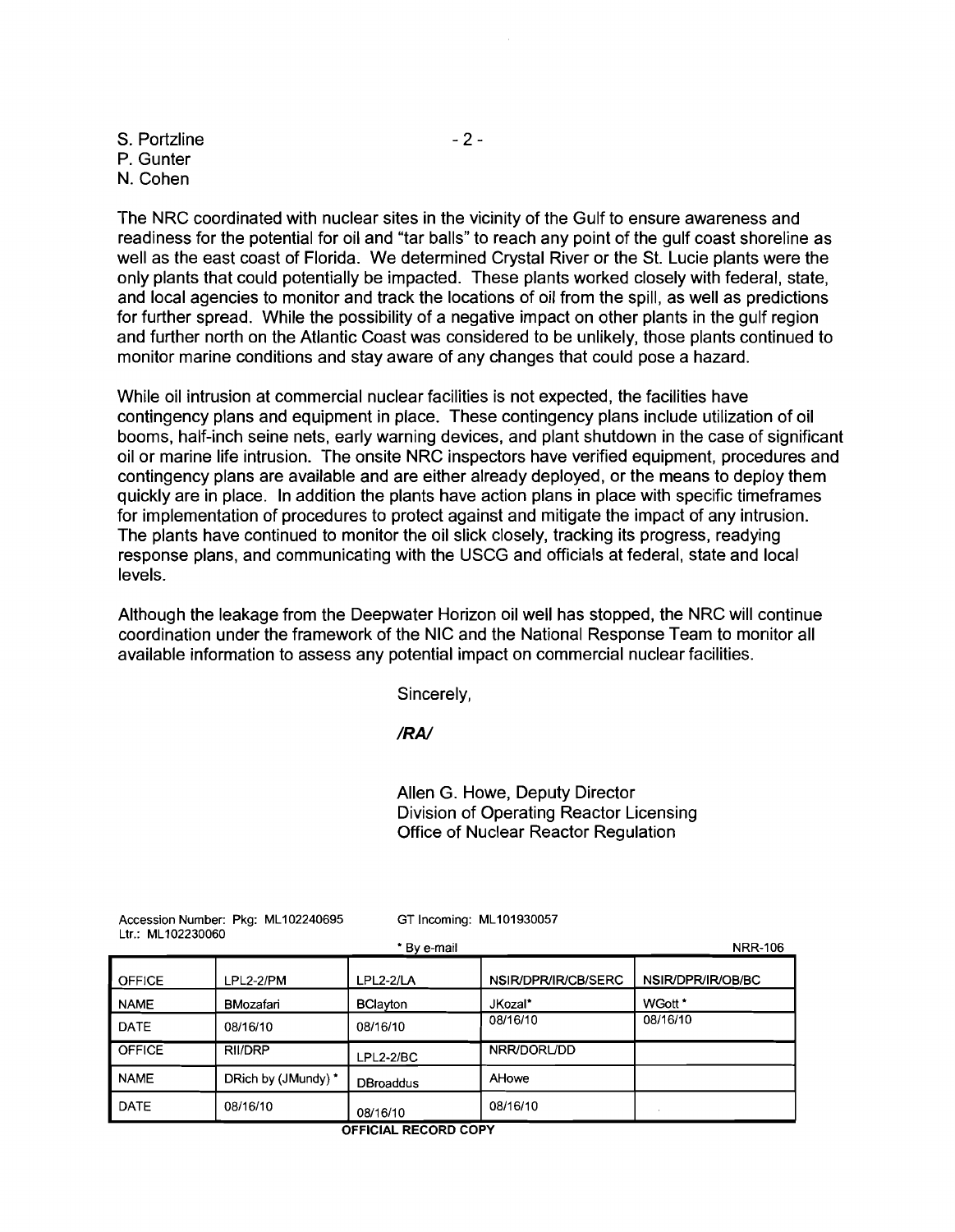S. Portzline
P. Gunter
N. Cohen

The NRC coordinated with nuclear sites in the vicinity of the Gulf to ensure awareness and readiness for the potential for oil and "tar balls" to reach any point of the gulf coast shoreline as well as the east coast of Florida. We determined Crystal River or the St. Lucie plants were the only plants that could potentially be impacted. These plants worked closely with federal, state, and local agencies to monitor and track the locations of oil from the spill, as well as predictions for further spread. While the possibility of a negative impact on other plants in the gulf region and further north on the Atlantic Coast was considered to be unlikely, those plants continued to monitor marine conditions and stay aware of any changes that could pose a hazard.

While oil intrusion at commercial nuclear facilities is not expected, the facilities have contingency plans and equipment in place. These contingency plans include utilization of oil booms, half-inch seine nets, early warning devices, and plant shutdown in the case of significant oil or marine life intrusion. The onsite NRC inspectors have verified equipment, procedures and contingency plans are available and are either already deployed, or the means to deploy them quickly are in place. In addition the plants have action plans in place with specific timeframes for implementation of procedures to protect against and mitigate the impact of any intrusion. The plants have continued to monitor the oil slick closely, tracking its progress, readying response plans, and communicating with the USCG and officials at federal, state and local levels.

Although the leakage from the Deepwater Horizon oil well has stopped, the NRC will continue coordination under the framework of the NIC and the National Response Team to monitor all available information to assess any potential impact on commercial nuclear facilities.

Sincerely,

***/RA/***

Allen G. Howe, Deputy Director
Division of Operating Reactor Licensing
Office of Nuclear Reactor Regulation

Accession Number: Pkg: ML102240695 GT Incoming: ML101930057
Ltr.: ML102230060

\* By e-mail NRR-106

| | | | | |
|---|---|---|---|---|
| OFFICE | LPL2-2/PM | LPL2-2/LA | NSIR/DPR/IR/CB/SERC | NSIR/DPR/IR/OB/BC |
| NAME | BMozafari | BClayton | JKozal* | WGott* |
| DATE | 08/16/10 | 08/16/10 | 08/16/10 | 08/16/10 |
| OFFICE | RII/DRP | LPL2-2/BC | NRR/DORL/DD | |
| NAME | DRich by (JMundy)* | DBroaddus | AHowe | |
| DATE | 08/16/10 | 08/16/10 | 08/16/10 | |

**OFFICIAL RECORD COPY**